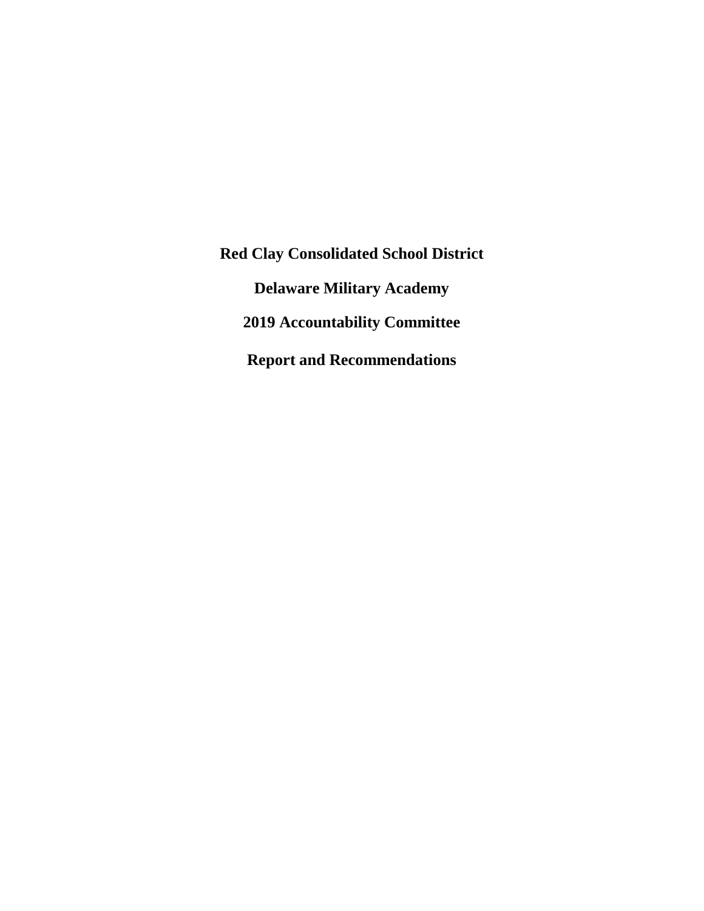# Red Clay Consolidated School District

# Delaware Military Academy

# 2019 Accountability Committee

# Report and Recommendations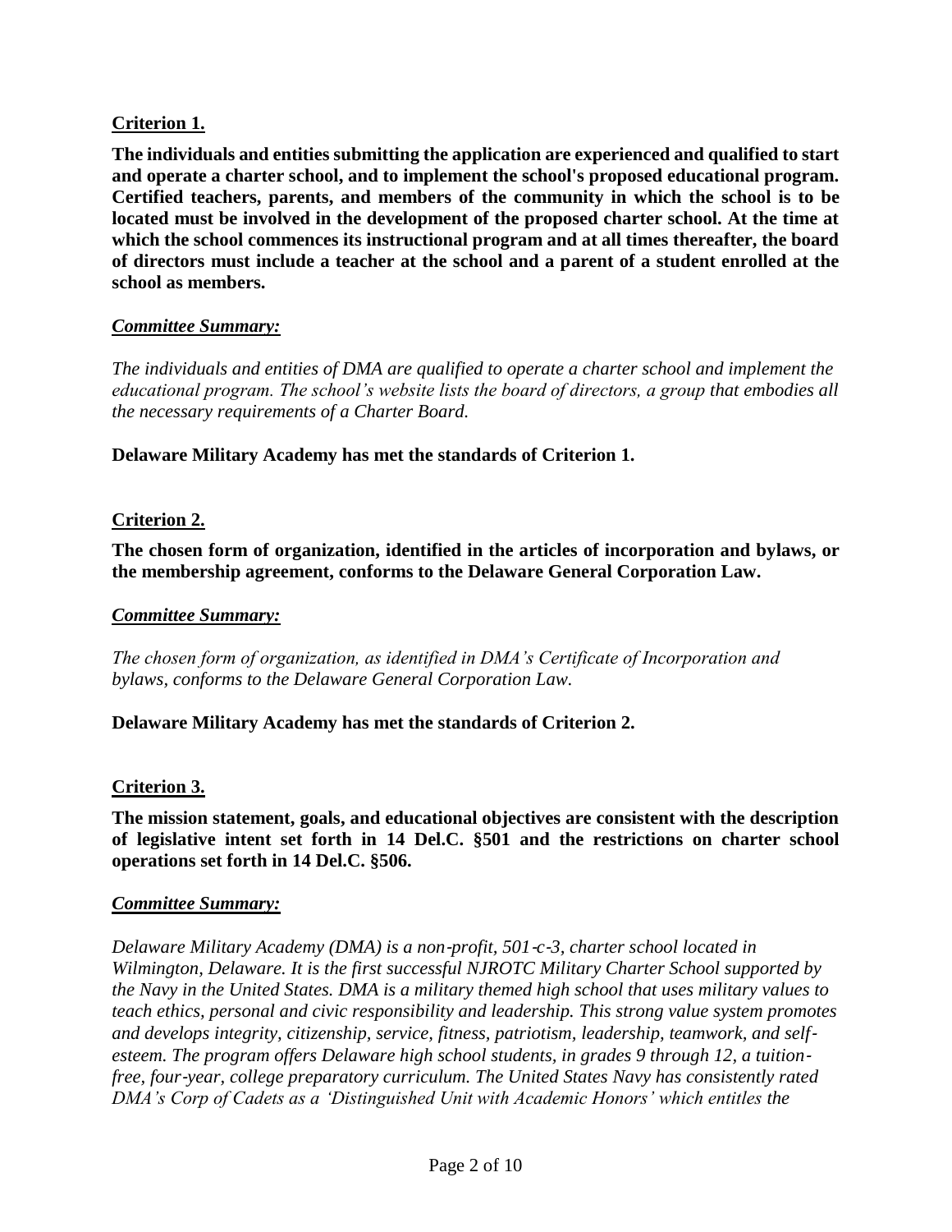**Criterion 1.**

**The individuals and entities submitting the application are experienced and qualified to start and operate a charter school, and to implement the school's proposed educational program. Certified teachers, parents, and members of the community in which the school is to be located must be involved in the development of the proposed charter school. At the time at which the school commences its instructional program and at all times thereafter, the board of directors must include a teacher at the school and a parent of a student enrolled at the school as members.**

***Committee Summary:***

*The individuals and entities of DMA are qualified to operate a charter school and implement the educational program. The school's website lists the board of directors, a group that embodies all the necessary requirements of a Charter Board.*

**Delaware Military Academy has met the standards of Criterion 1.**

**Criterion 2.**

**The chosen form of organization, identified in the articles of incorporation and bylaws, or the membership agreement, conforms to the Delaware General Corporation Law.**

***Committee Summary:***

*The chosen form of organization, as identified in DMA's Certificate of Incorporation and bylaws, conforms to the Delaware General Corporation Law.*

**Delaware Military Academy has met the standards of Criterion 2.**

**Criterion 3.**

**The mission statement, goals, and educational objectives are consistent with the description of legislative intent set forth in 14 Del.C. §501 and the restrictions on charter school operations set forth in 14 Del.C. §506.**

***Committee Summary:***

*Delaware Military Academy (DMA) is a non-profit, 501-c-3, charter school located in Wilmington, Delaware. It is the first successful NJROTC Military Charter School supported by the Navy in the United States. DMA is a military themed high school that uses military values to teach ethics, personal and civic responsibility and leadership. This strong value system promotes and develops integrity, citizenship, service, fitness, patriotism, leadership, teamwork, and self-esteem. The program offers Delaware high school students, in grades 9 through 12, a tuition-free, four-year, college preparatory curriculum. The United States Navy has consistently rated DMA's Corp of Cadets as a 'Distinguished Unit with Academic Honors' which entitles the*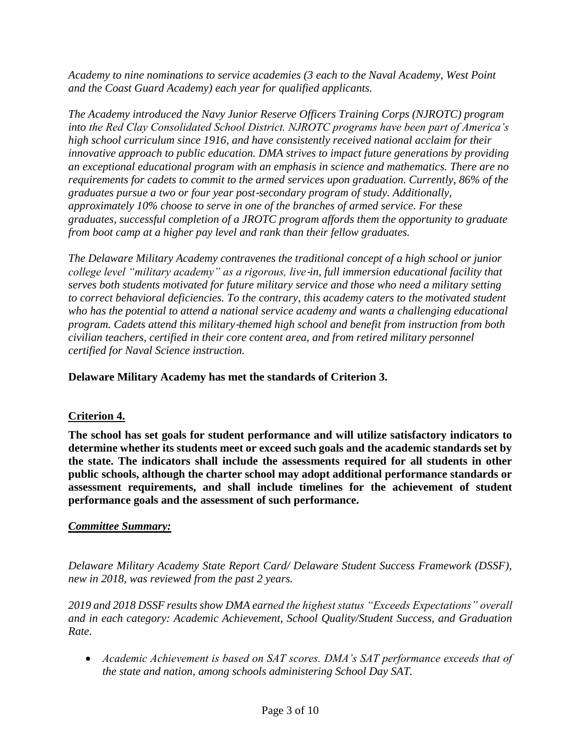*Academy to nine nominations to service academies (3 each to the Naval Academy, West Point and the Coast Guard Academy) each year for qualified applicants.*

*The Academy introduced the Navy Junior Reserve Officers Training Corps (NJROTC) program into the Red Clay Consolidated School District. NJROTC programs have been part of America's high school curriculum since 1916, and have consistently received national acclaim for their innovative approach to public education. DMA strives to impact future generations by providing an exceptional educational program with an emphasis in science and mathematics. There are no requirements for cadets to commit to the armed services upon graduation. Currently, 86% of the graduates pursue a two or four year post-secondary program of study. Additionally, approximately 10% choose to serve in one of the branches of armed service. For these graduates, successful completion of a JROTC program affords them the opportunity to graduate from boot camp at a higher pay level and rank than their fellow graduates.*

*The Delaware Military Academy contravenes the traditional concept of a high school or junior college level "military academy" as a rigorous, live-in, full immersion educational facility that serves both students motivated for future military service and those who need a military setting to correct behavioral deficiencies. To the contrary, this academy caters to the motivated student who has the potential to attend a national service academy and wants a challenging educational program. Cadets attend this military-themed high school and benefit from instruction from both civilian teachers, certified in their core content area, and from retired military personnel certified for Naval Science instruction.*

**Delaware Military Academy has met the standards of Criterion 3.**

## Criterion 4.

**The school has set goals for student performance and will utilize satisfactory indicators to determine whether its students meet or exceed such goals and the academic standards set by the state. The indicators shall include the assessments required for all students in other public schools, although the charter school may adopt additional performance standards or assessment requirements, and shall include timelines for the achievement of student performance goals and the assessment of such performance.**

***Committee Summary:***

*Delaware Military Academy State Report Card/ Delaware Student Success Framework (DSSF), new in 2018, was reviewed from the past 2 years.*

*2019 and 2018 DSSF results show DMA earned the highest status "Exceeds Expectations" overall and in each category: Academic Achievement, School Quality/Student Success, and Graduation Rate.*

- *Academic Achievement is based on SAT scores. DMA's SAT performance exceeds that of the state and nation, among schools administering School Day SAT.*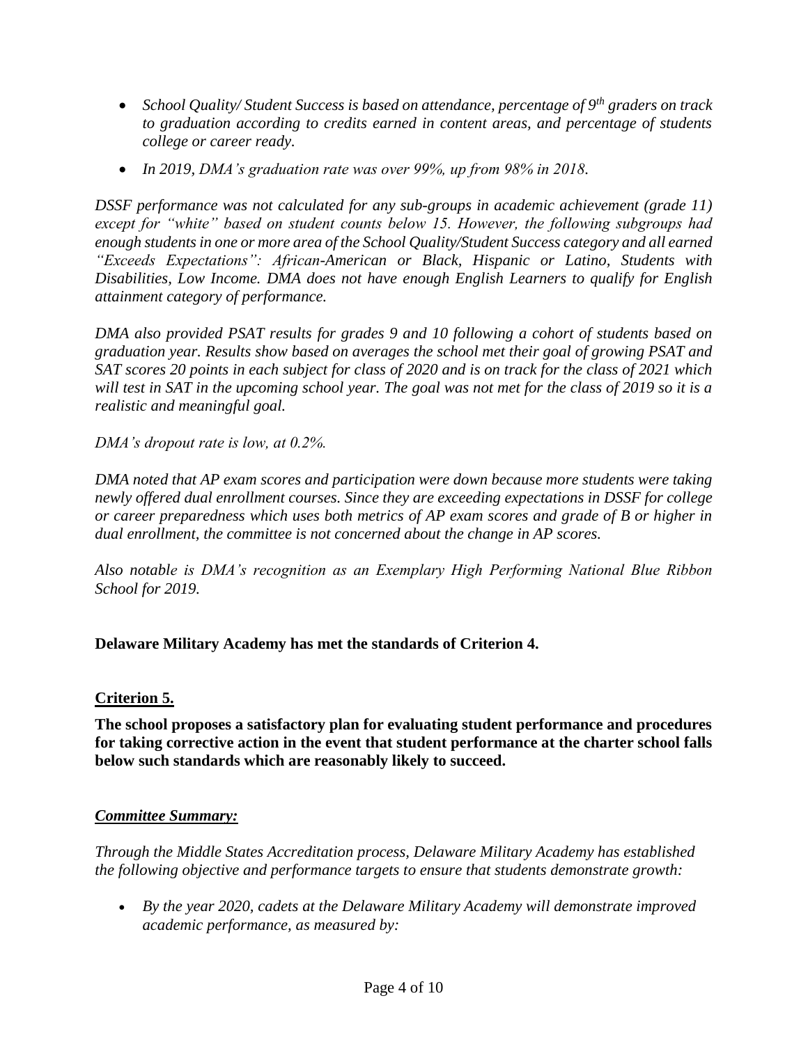- *School Quality/ Student Success is based on attendance, percentage of 9th graders on track to graduation according to credits earned in content areas, and percentage of students college or career ready.*
- *In 2019, DMA's graduation rate was over 99%, up from 98% in 2018.*

*DSSF performance was not calculated for any sub-groups in academic achievement (grade 11) except for "white" based on student counts below 15. However, the following subgroups had enough students in one or more area of the School Quality/Student Success category and all earned "Exceeds Expectations": African-American or Black, Hispanic or Latino, Students with Disabilities, Low Income. DMA does not have enough English Learners to qualify for English attainment category of performance.*

*DMA also provided PSAT results for grades 9 and 10 following a cohort of students based on graduation year. Results show based on averages the school met their goal of growing PSAT and SAT scores 20 points in each subject for class of 2020 and is on track for the class of 2021 which will test in SAT in the upcoming school year. The goal was not met for the class of 2019 so it is a realistic and meaningful goal.*

*DMA's dropout rate is low, at 0.2%.*

*DMA noted that AP exam scores and participation were down because more students were taking newly offered dual enrollment courses. Since they are exceeding expectations in DSSF for college or career preparedness which uses both metrics of AP exam scores and grade of B or higher in dual enrollment, the committee is not concerned about the change in AP scores.*

*Also notable is DMA's recognition as an Exemplary High Performing National Blue Ribbon School for 2019.*

**Delaware Military Academy has met the standards of Criterion 4.**

## Criterion 5.

**The school proposes a satisfactory plan for evaluating student performance and procedures for taking corrective action in the event that student performance at the charter school falls below such standards which are reasonably likely to succeed.**

### *Committee Summary:*

*Through the Middle States Accreditation process, Delaware Military Academy has established the following objective and performance targets to ensure that students demonstrate growth:*

- *By the year 2020, cadets at the Delaware Military Academy will demonstrate improved academic performance, as measured by:*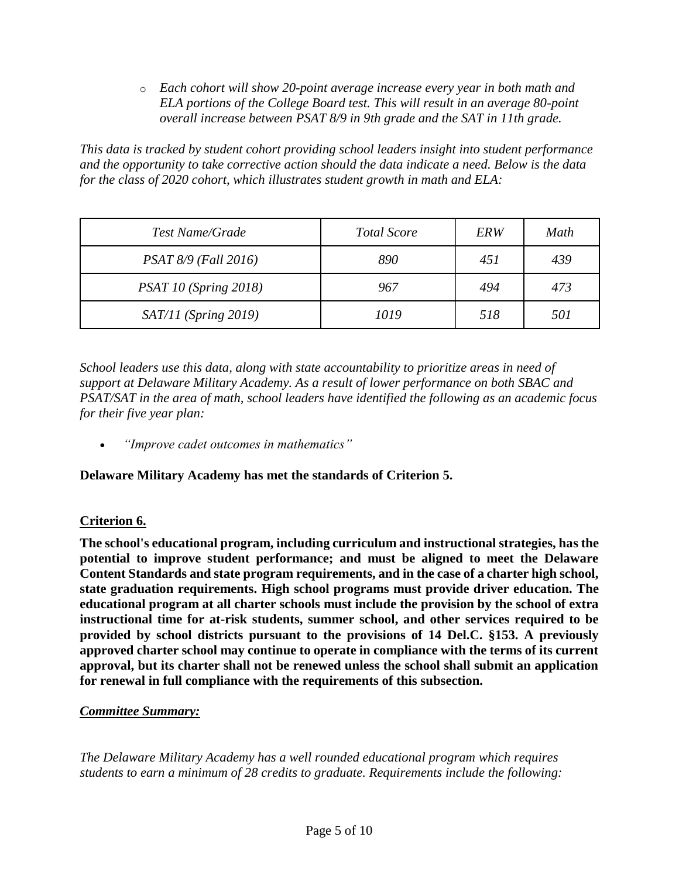- *Each cohort will show 20-point average increase every year in both math and ELA portions of the College Board test. This will result in an average 80-point overall increase between PSAT 8/9 in 9th grade and the SAT in 11th grade.*

*This data is tracked by student cohort providing school leaders insight into student performance and the opportunity to take corrective action should the data indicate a need. Below is the data for the class of 2020 cohort, which illustrates student growth in math and ELA:*

| *Test Name/Grade* | *Total Score* | *ERW* | *Math* |
| --- | --- | --- | --- |
| *PSAT 8/9 (Fall 2016)* | *890* | *451* | *439* |
| *PSAT 10 (Spring 2018)* | *967* | *494* | *473* |
| *SAT/11 (Spring 2019)* | *1019* | *518* | *501* |

*School leaders use this data, along with state accountability to prioritize areas in need of support at Delaware Military Academy. As a result of lower performance on both SBAC and PSAT/SAT in the area of math, school leaders have identified the following as an academic focus for their five year plan:*

- *"Improve cadet outcomes in mathematics"*

**Delaware Military Academy has met the standards of Criterion 5.**

## Criterion 6.

**The school's educational program, including curriculum and instructional strategies, has the potential to improve student performance; and must be aligned to meet the Delaware Content Standards and state program requirements, and in the case of a charter high school, state graduation requirements. High school programs must provide driver education. The educational program at all charter schools must include the provision by the school of extra instructional time for at-risk students, summer school, and other services required to be provided by school districts pursuant to the provisions of 14 Del.C. §153. A previously approved charter school may continue to operate in compliance with the terms of its current approval, but its charter shall not be renewed unless the school shall submit an application for renewal in full compliance with the requirements of this subsection.**

***Committee Summary:***

*The Delaware Military Academy has a well rounded educational program which requires students to earn a minimum of 28 credits to graduate. Requirements include the following:*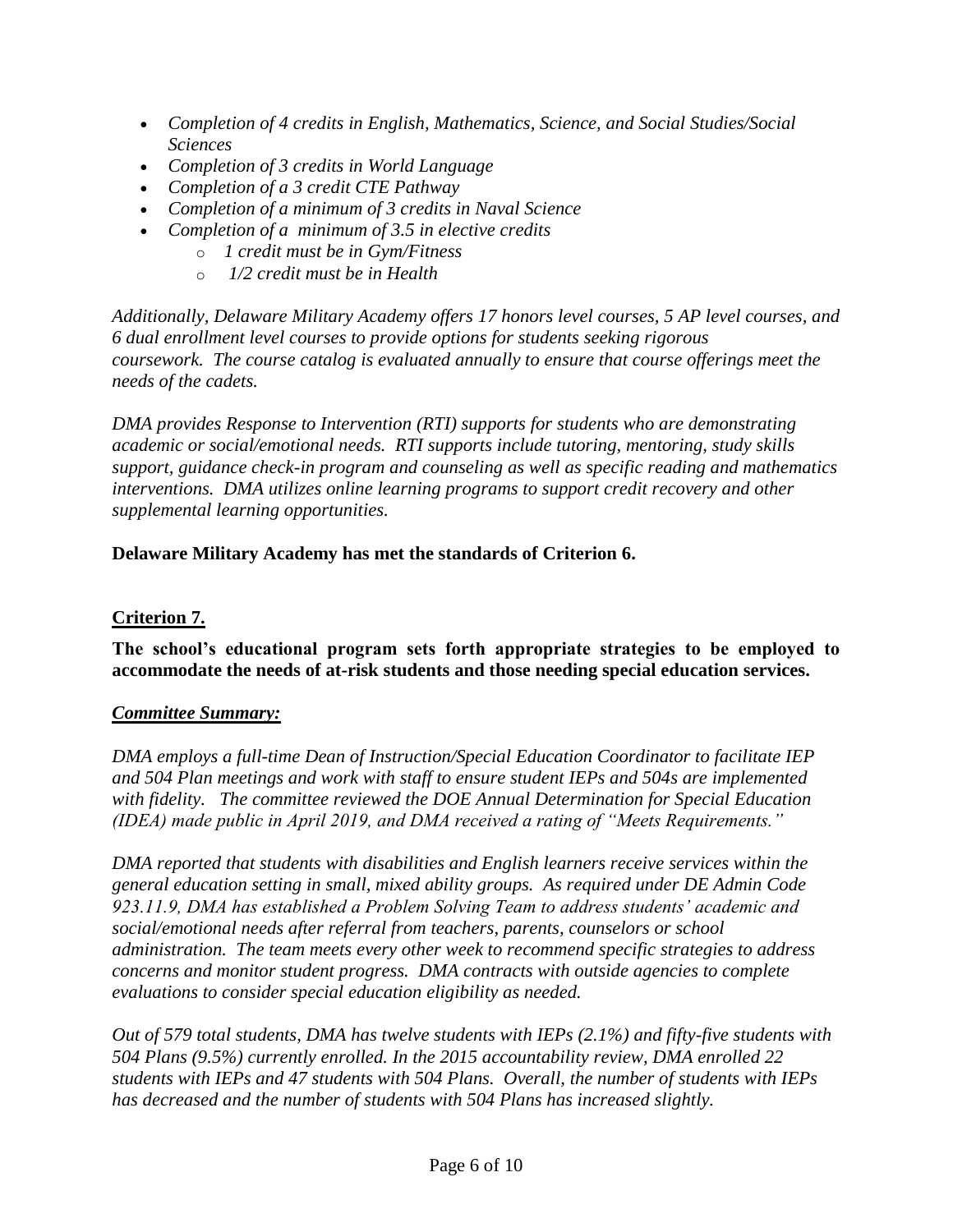- *Completion of 4 credits in English, Mathematics, Science, and Social Studies/Social Sciences*
- *Completion of 3 credits in World Language*
- *Completion of a 3 credit CTE Pathway*
- *Completion of a minimum of 3 credits in Naval Science*
- *Completion of a minimum of 3.5 in elective credits*
    - *1 credit must be in Gym/Fitness*
    - *1/2 credit must be in Health*

*Additionally, Delaware Military Academy offers 17 honors level courses, 5 AP level courses, and 6 dual enrollment level courses to provide options for students seeking rigorous coursework. The course catalog is evaluated annually to ensure that course offerings meet the needs of the cadets.*

*DMA provides Response to Intervention (RTI) supports for students who are demonstrating academic or social/emotional needs. RTI supports include tutoring, mentoring, study skills support, guidance check-in program and counseling as well as specific reading and mathematics interventions. DMA utilizes online learning programs to support credit recovery and other supplemental learning opportunities.*

**Delaware Military Academy has met the standards of Criterion 6.**

## Criterion 7.

**The school's educational program sets forth appropriate strategies to be employed to accommodate the needs of at-risk students and those needing special education services.**

***Committee Summary:***

*DMA employs a full-time Dean of Instruction/Special Education Coordinator to facilitate IEP and 504 Plan meetings and work with staff to ensure student IEPs and 504s are implemented with fidelity. The committee reviewed the DOE Annual Determination for Special Education (IDEA) made public in April 2019, and DMA received a rating of "Meets Requirements."*

*DMA reported that students with disabilities and English learners receive services within the general education setting in small, mixed ability groups. As required under DE Admin Code 923.11.9, DMA has established a Problem Solving Team to address students' academic and social/emotional needs after referral from teachers, parents, counselors or school administration. The team meets every other week to recommend specific strategies to address concerns and monitor student progress. DMA contracts with outside agencies to complete evaluations to consider special education eligibility as needed.*

*Out of 579 total students, DMA has twelve students with IEPs (2.1%) and fifty-five students with 504 Plans (9.5%) currently enrolled. In the 2015 accountability review, DMA enrolled 22 students with IEPs and 47 students with 504 Plans. Overall, the number of students with IEPs has decreased and the number of students with 504 Plans has increased slightly.*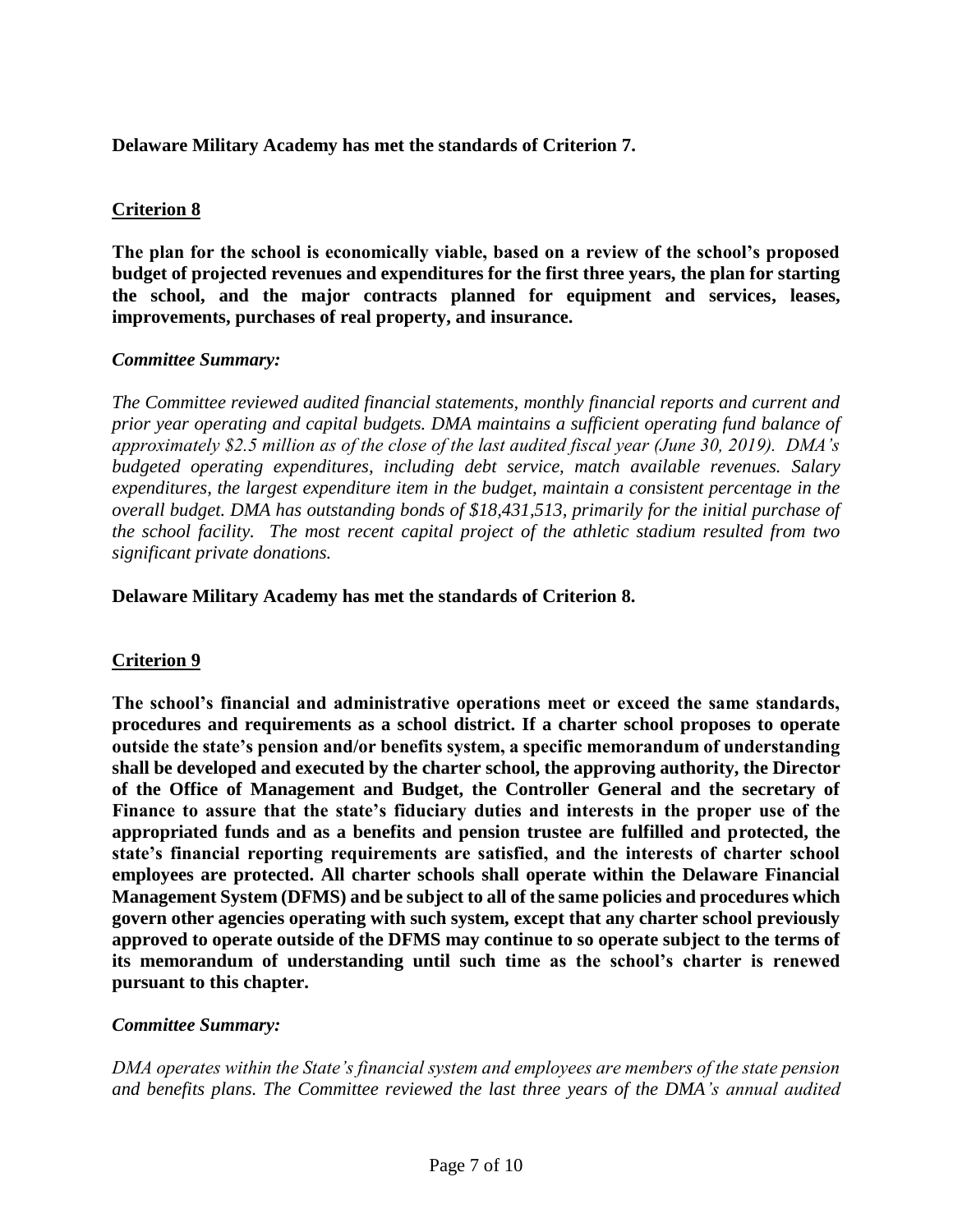**Delaware Military Academy has met the standards of Criterion 7.**

## Criterion 8

**The plan for the school is economically viable, based on a review of the school's proposed budget of projected revenues and expenditures for the first three years, the plan for starting the school, and the major contracts planned for equipment and services, leases, improvements, purchases of real property, and insurance.**

***Committee Summary:***

*The Committee reviewed audited financial statements, monthly financial reports and current and prior year operating and capital budgets. DMA maintains a sufficient operating fund balance of approximately $2.5 million as of the close of the last audited fiscal year (June 30, 2019). DMA's budgeted operating expenditures, including debt service, match available revenues. Salary expenditures, the largest expenditure item in the budget, maintain a consistent percentage in the overall budget. DMA has outstanding bonds of $18,431,513, primarily for the initial purchase of the school facility. The most recent capital project of the athletic stadium resulted from two significant private donations.*

**Delaware Military Academy has met the standards of Criterion 8.**

## Criterion 9

**The school's financial and administrative operations meet or exceed the same standards, procedures and requirements as a school district. If a charter school proposes to operate outside the state's pension and/or benefits system, a specific memorandum of understanding shall be developed and executed by the charter school, the approving authority, the Director of the Office of Management and Budget, the Controller General and the secretary of Finance to assure that the state's fiduciary duties and interests in the proper use of the appropriated funds and as a benefits and pension trustee are fulfilled and protected, the state's financial reporting requirements are satisfied, and the interests of charter school employees are protected. All charter schools shall operate within the Delaware Financial Management System (DFMS) and be subject to all of the same policies and procedures which govern other agencies operating with such system, except that any charter school previously approved to operate outside of the DFMS may continue to so operate subject to the terms of its memorandum of understanding until such time as the school's charter is renewed pursuant to this chapter.**

***Committee Summary:***

*DMA operates within the State's financial system and employees are members of the state pension and benefits plans. The Committee reviewed the last three years of the DMA's annual audited*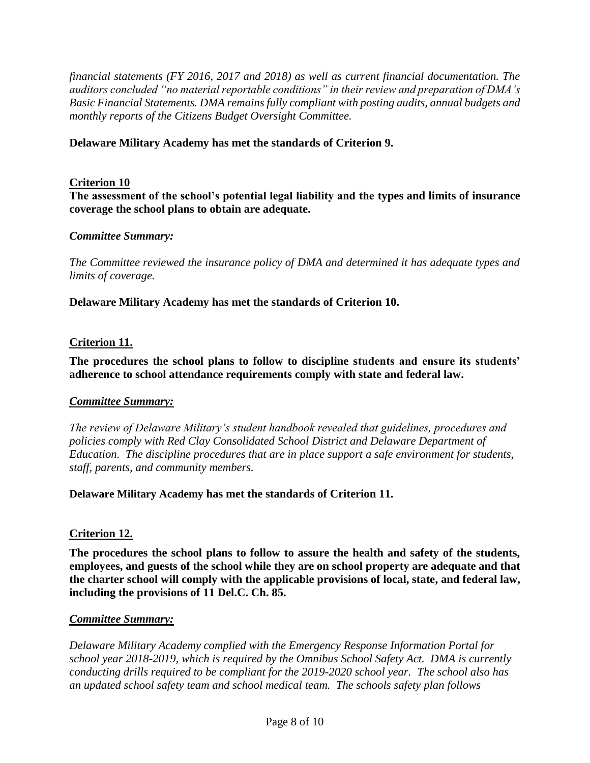*financial statements (FY 2016, 2017 and 2018) as well as current financial documentation. The auditors concluded "no material reportable conditions" in their review and preparation of DMA's Basic Financial Statements. DMA remains fully compliant with posting audits, annual budgets and monthly reports of the Citizens Budget Oversight Committee.*

**Delaware Military Academy has met the standards of Criterion 9.**

**Criterion 10**

**The assessment of the school's potential legal liability and the types and limits of insurance coverage the school plans to obtain are adequate.**

***Committee Summary:***

*The Committee reviewed the insurance policy of DMA and determined it has adequate types and limits of coverage.*

**Delaware Military Academy has met the standards of Criterion 10.**

**Criterion 11.**

**The procedures the school plans to follow to discipline students and ensure its students' adherence to school attendance requirements comply with state and federal law.**

***Committee Summary:***

*The review of Delaware Military's student handbook revealed that guidelines, procedures and policies comply with Red Clay Consolidated School District and Delaware Department of Education. The discipline procedures that are in place support a safe environment for students, staff, parents, and community members.*

**Delaware Military Academy has met the standards of Criterion 11.**

**Criterion 12.**

**The procedures the school plans to follow to assure the health and safety of the students, employees, and guests of the school while they are on school property are adequate and that the charter school will comply with the applicable provisions of local, state, and federal law, including the provisions of 11 Del.C. Ch. 85.**

***Committee Summary:***

*Delaware Military Academy complied with the Emergency Response Information Portal for school year 2018-2019, which is required by the Omnibus School Safety Act. DMA is currently conducting drills required to be compliant for the 2019-2020 school year. The school also has an updated school safety team and school medical team. The schools safety plan follows*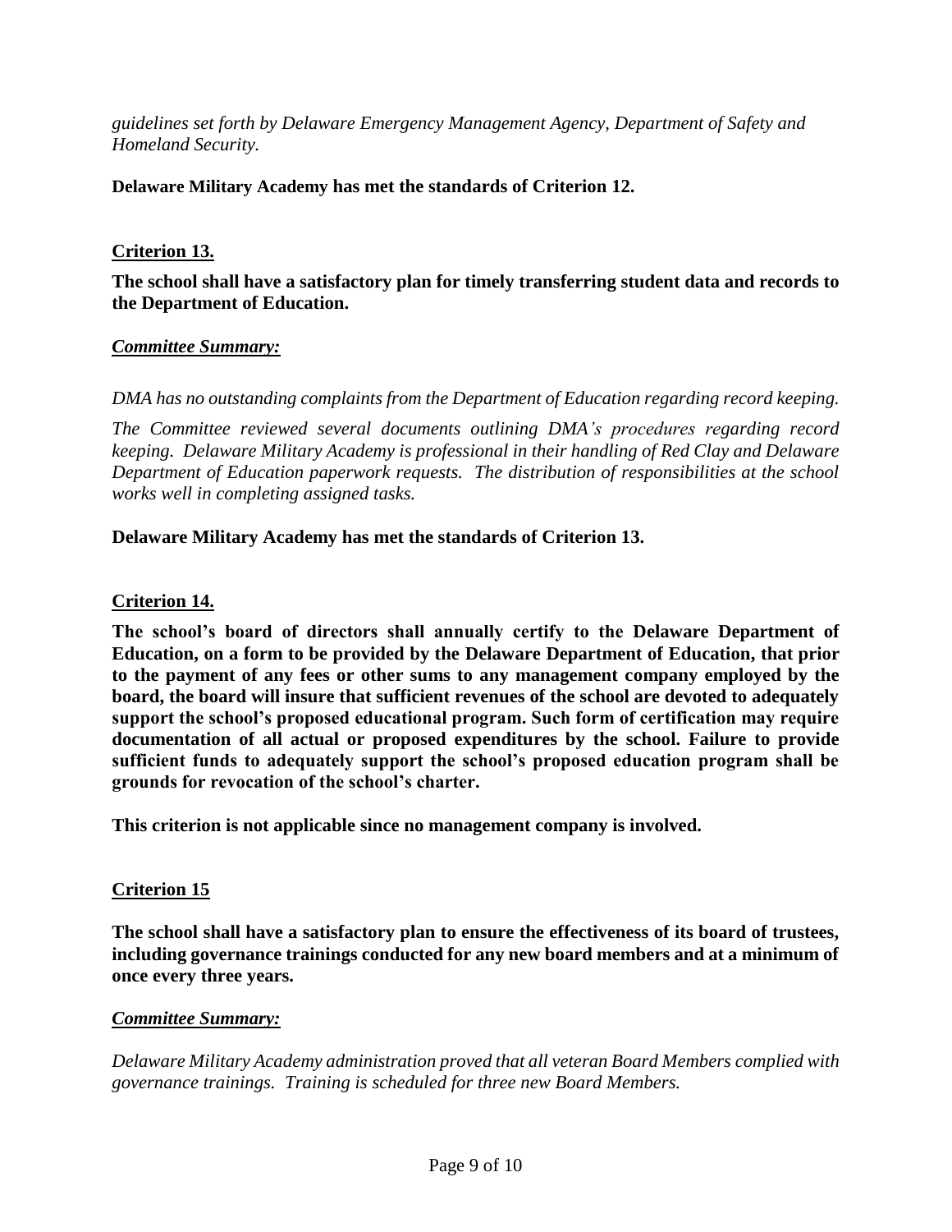*guidelines set forth by Delaware Emergency Management Agency, Department of Safety and Homeland Security.*

**Delaware Military Academy has met the standards of Criterion 12.**

**Criterion 13.**

**The school shall have a satisfactory plan for timely transferring student data and records to the Department of Education.**

***Committee Summary:***

*DMA has no outstanding complaints from the Department of Education regarding record keeping.*

*The Committee reviewed several documents outlining DMA's procedures regarding record keeping. Delaware Military Academy is professional in their handling of Red Clay and Delaware Department of Education paperwork requests. The distribution of responsibilities at the school works well in completing assigned tasks.*

**Delaware Military Academy has met the standards of Criterion 13.**

**Criterion 14.**

**The school's board of directors shall annually certify to the Delaware Department of Education, on a form to be provided by the Delaware Department of Education, that prior to the payment of any fees or other sums to any management company employed by the board, the board will insure that sufficient revenues of the school are devoted to adequately support the school's proposed educational program. Such form of certification may require documentation of all actual or proposed expenditures by the school. Failure to provide sufficient funds to adequately support the school's proposed education program shall be grounds for revocation of the school's charter.**

**This criterion is not applicable since no management company is involved.**

**Criterion 15**

**The school shall have a satisfactory plan to ensure the effectiveness of its board of trustees, including governance trainings conducted for any new board members and at a minimum of once every three years.**

***Committee Summary:***

*Delaware Military Academy administration proved that all veteran Board Members complied with governance trainings. Training is scheduled for three new Board Members.*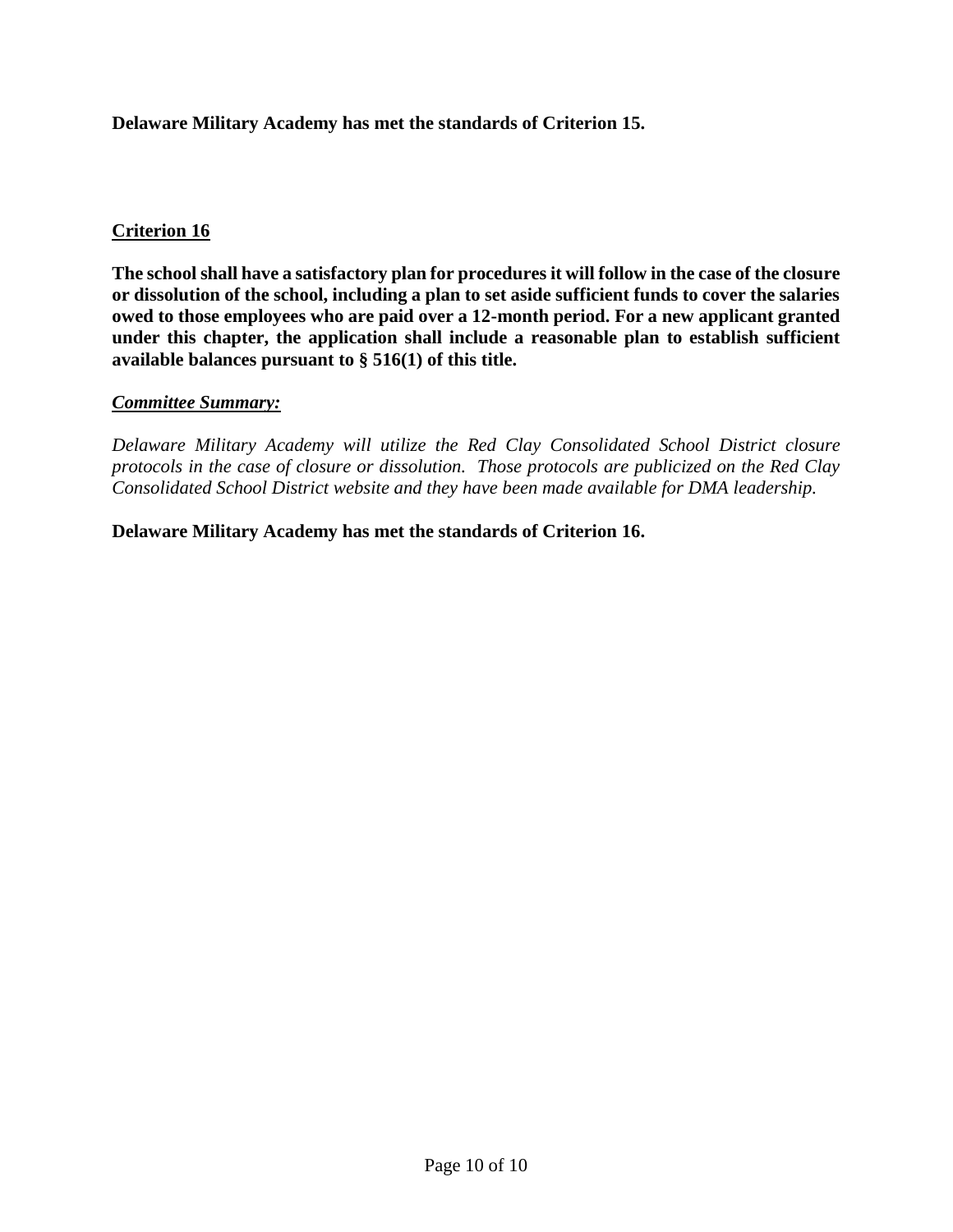**Delaware Military Academy has met the standards of Criterion 15.**

## Criterion 16

**The school shall have a satisfactory plan for procedures it will follow in the case of the closure or dissolution of the school, including a plan to set aside sufficient funds to cover the salaries owed to those employees who are paid over a 12-month period. For a new applicant granted under this chapter, the application shall include a reasonable plan to establish sufficient available balances pursuant to § 516(1) of this title.**

***Committee Summary:***

*Delaware Military Academy will utilize the Red Clay Consolidated School District closure protocols in the case of closure or dissolution. Those protocols are publicized on the Red Clay Consolidated School District website and they have been made available for DMA leadership.*

**Delaware Military Academy has met the standards of Criterion 16.**